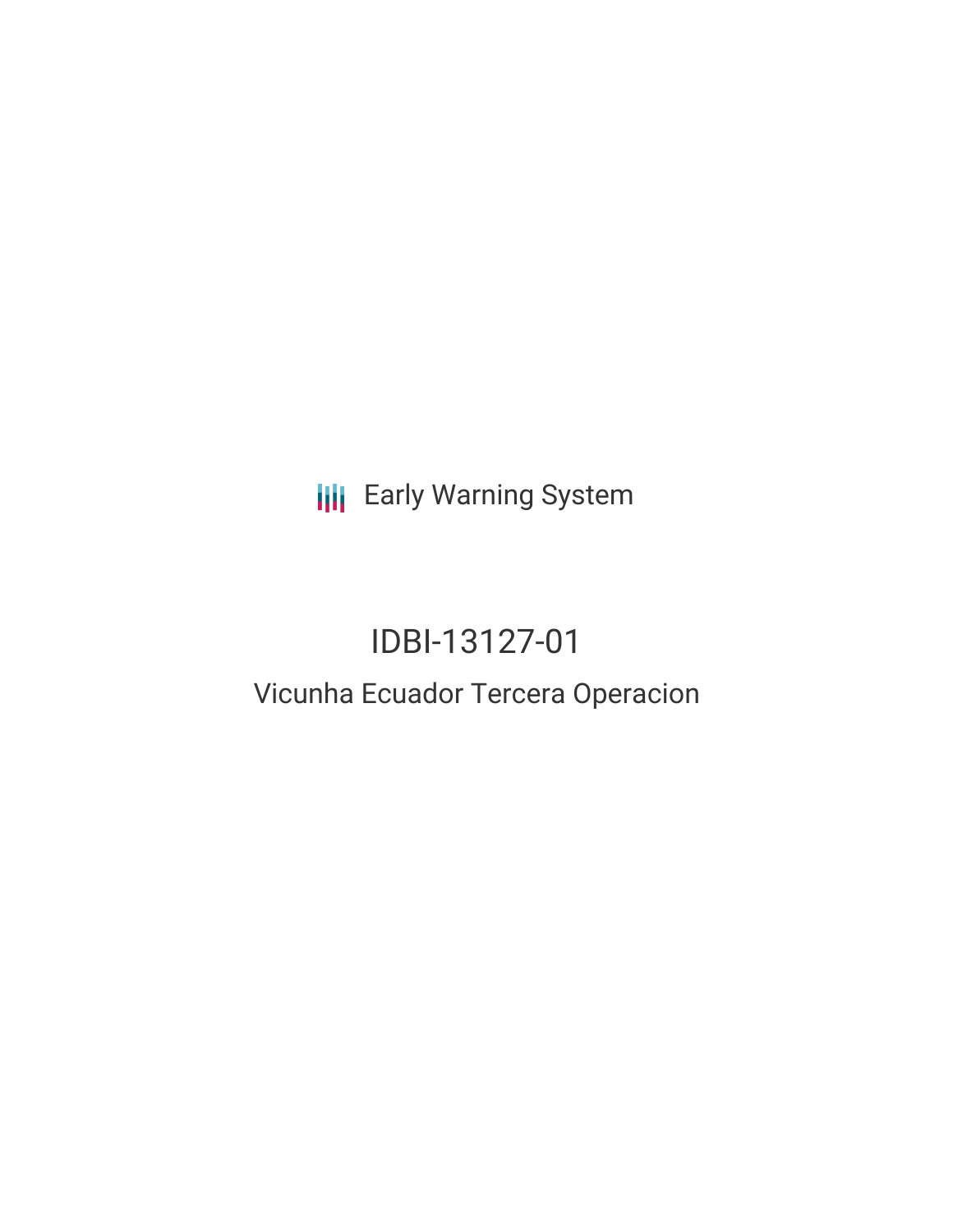Early Warning System

# IDBI-13127-01

## Vicunha Ecuador Tercera Operacion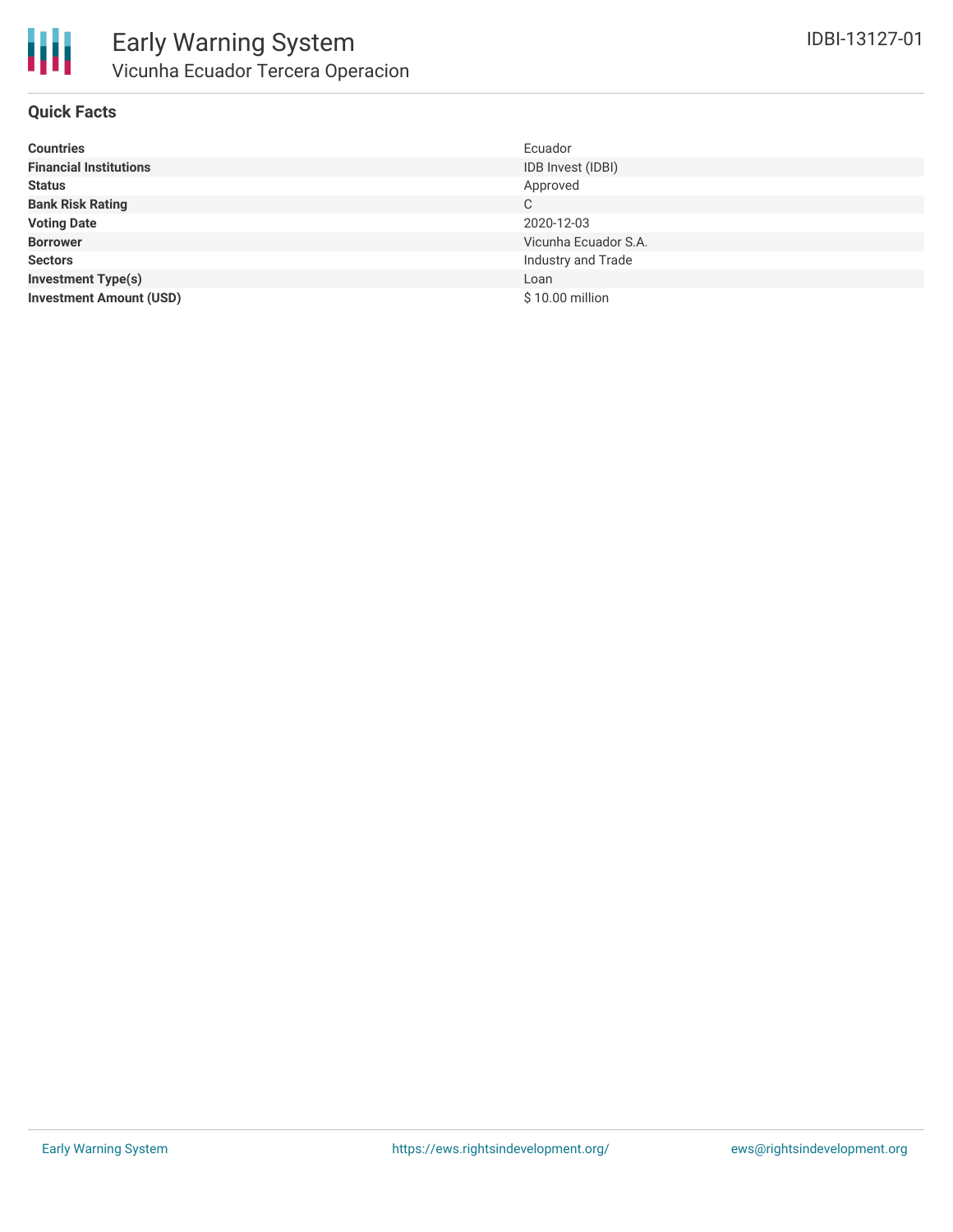# Early Warning System

## Vicunha Ecuador Tercera Operacion

IDBI-13127-01

### Quick Facts

| | |
|---|---|
| **Countries** | Ecuador |
| **Financial Institutions** | IDB Invest (IDBI) |
| **Status** | Approved |
| **Bank Risk Rating** | C |
| **Voting Date** | 2020-12-03 |
| **Borrower** | Vicunha Ecuador S.A. |
| **Sectors** | Industry and Trade |
| **Investment Type(s)** | Loan |
| **Investment Amount (USD)** | $ 10.00 million |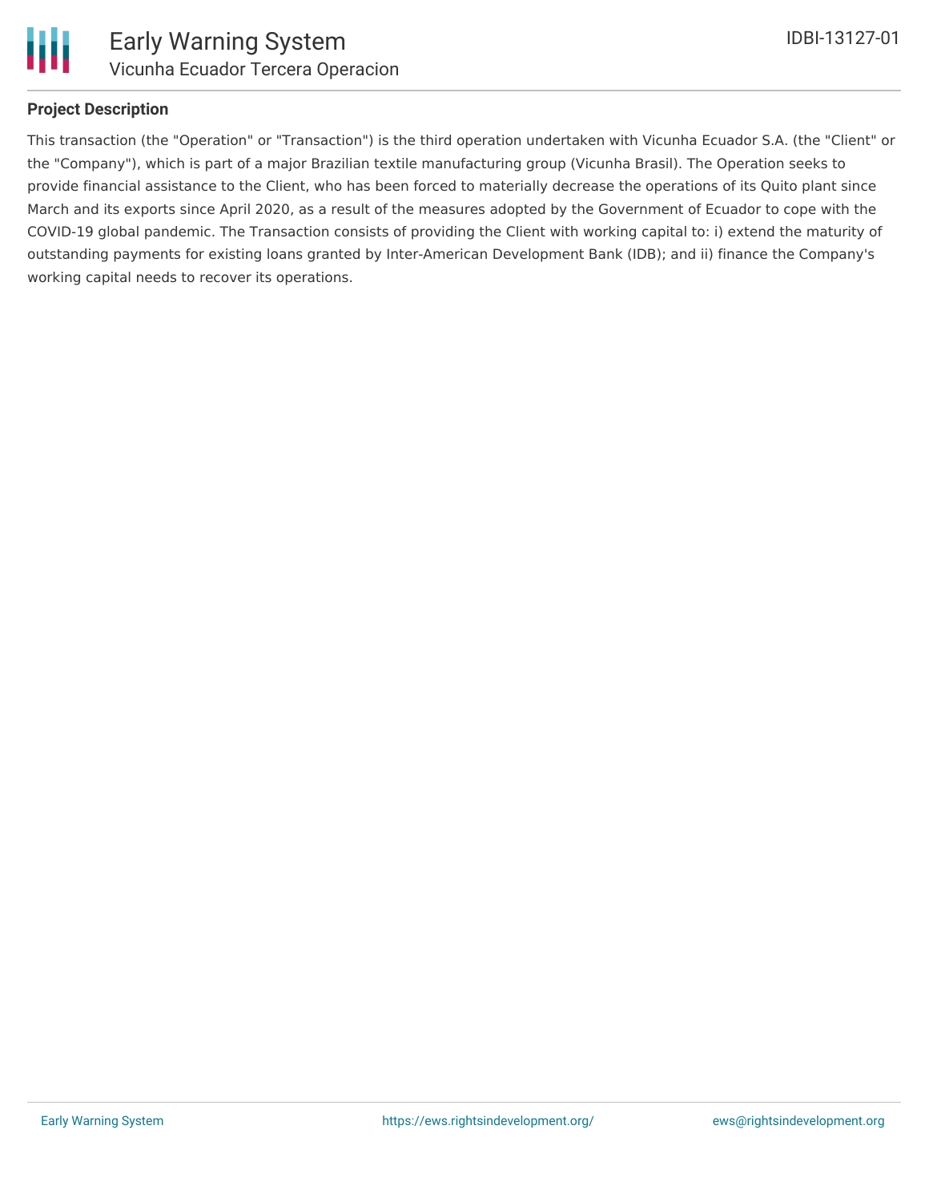## Project Description

This transaction (the "Operation" or "Transaction") is the third operation undertaken with Vicunha Ecuador S.A. (the "Client" or the "Company"), which is part of a major Brazilian textile manufacturing group (Vicunha Brasil). The Operation seeks to provide financial assistance to the Client, who has been forced to materially decrease the operations of its Quito plant since March and its exports since April 2020, as a result of the measures adopted by the Government of Ecuador to cope with the COVID-19 global pandemic. The Transaction consists of providing the Client with working capital to: i) extend the maturity of outstanding payments for existing loans granted by Inter-American Development Bank (IDB); and ii) finance the Company's working capital needs to recover its operations.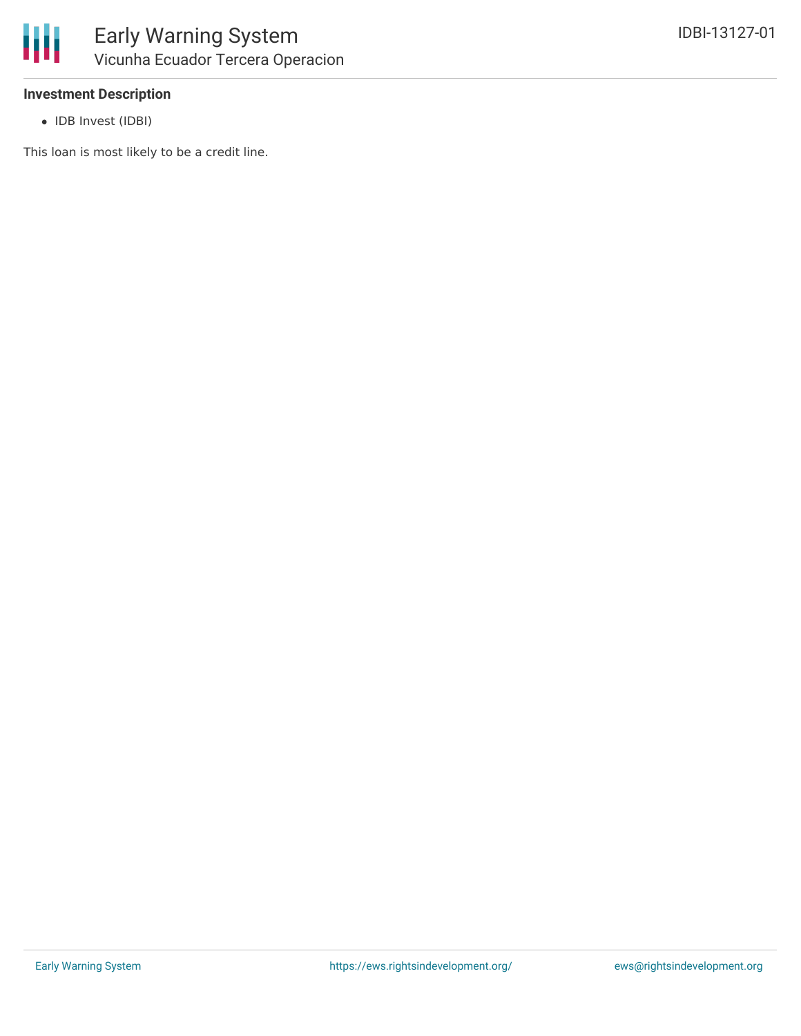### Investment Description

- IDB Invest (IDBI)

This loan is most likely to be a credit line.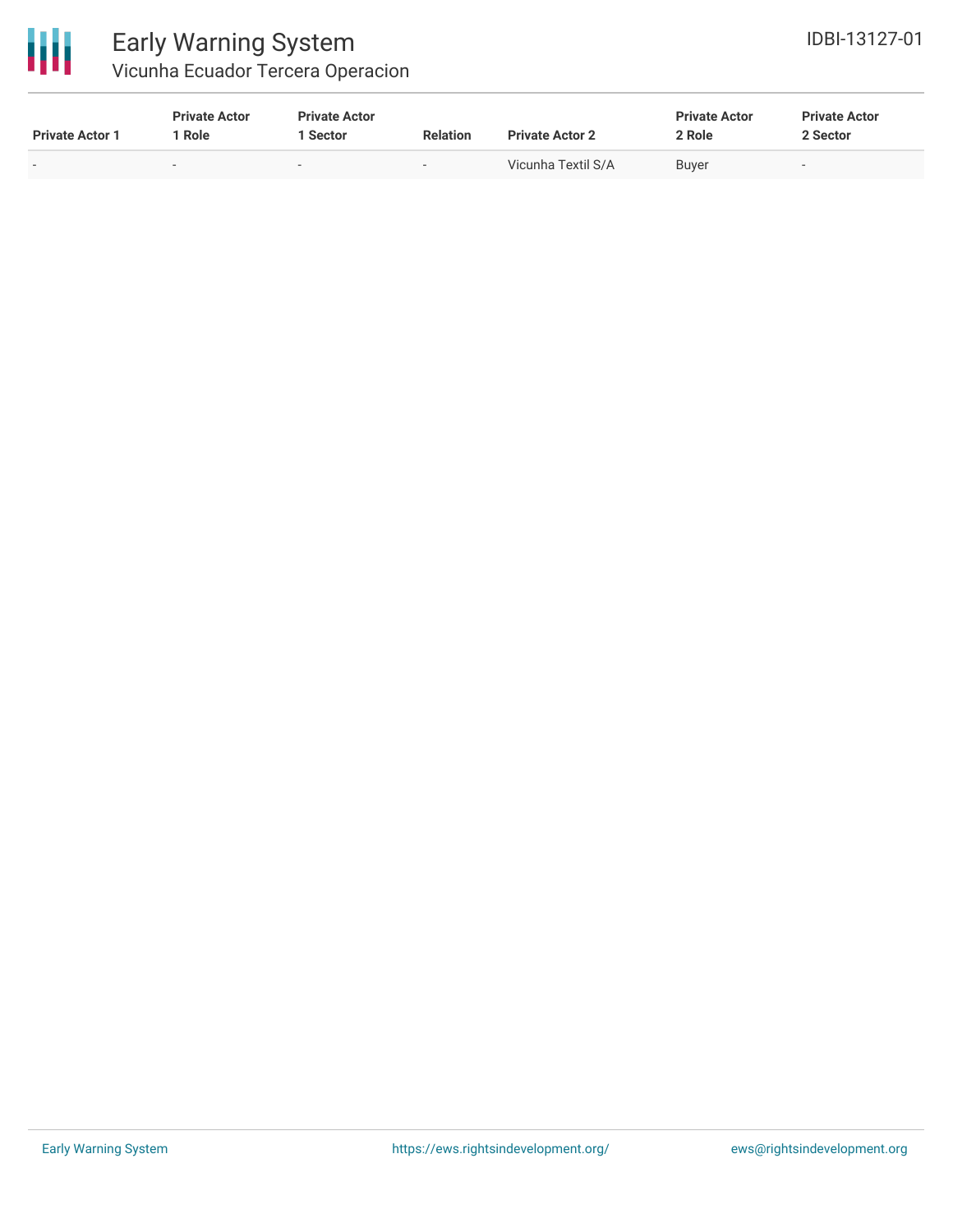| Private Actor 1 | Private Actor 1 Role | Private Actor 1 Sector | Relation | Private Actor 2 | Private Actor 2 Role | Private Actor 2 Sector |
|---|---|---|---|---|---|---|
| - | - | - | - | Vicunha Textil S/A | Buyer | - |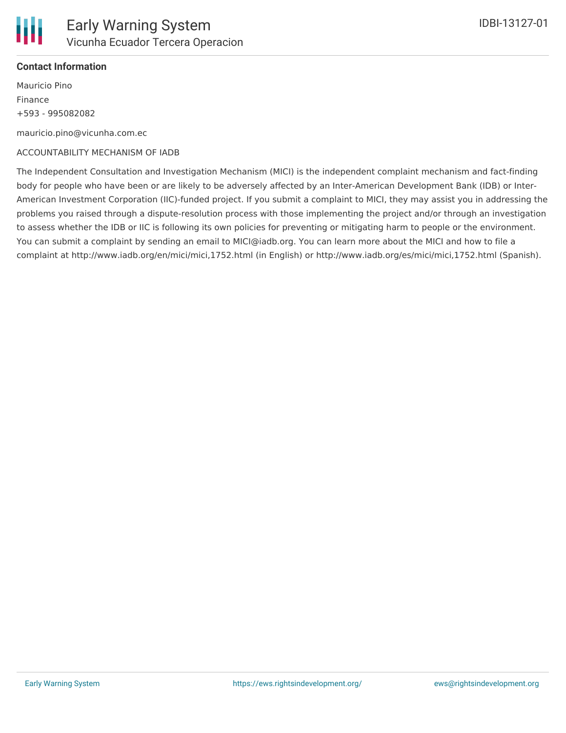**Contact Information**

Mauricio Pino

Finance

+593 - 995082082

mauricio.pino@vicunha.com.ec

ACCOUNTABILITY MECHANISM OF IADB

The Independent Consultation and Investigation Mechanism (MICI) is the independent complaint mechanism and fact-finding body for people who have been or are likely to be adversely affected by an Inter-American Development Bank (IDB) or Inter-American Investment Corporation (IIC)-funded project. If you submit a complaint to MICI, they may assist you in addressing the problems you raised through a dispute-resolution process with those implementing the project and/or through an investigation to assess whether the IDB or IIC is following its own policies for preventing or mitigating harm to people or the environment. You can submit a complaint by sending an email to MICI@iadb.org. You can learn more about the MICI and how to file a complaint at http://www.iadb.org/en/mici/mici,1752.html (in English) or http://www.iadb.org/es/mici/mici,1752.html (Spanish).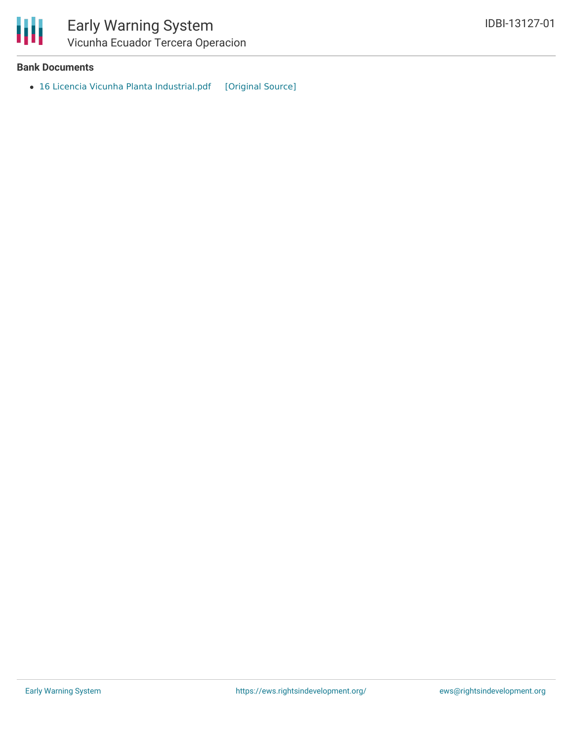**Bank Documents**

- 16 Licencia Vicunha Planta Industrial.pdf [Original Source]